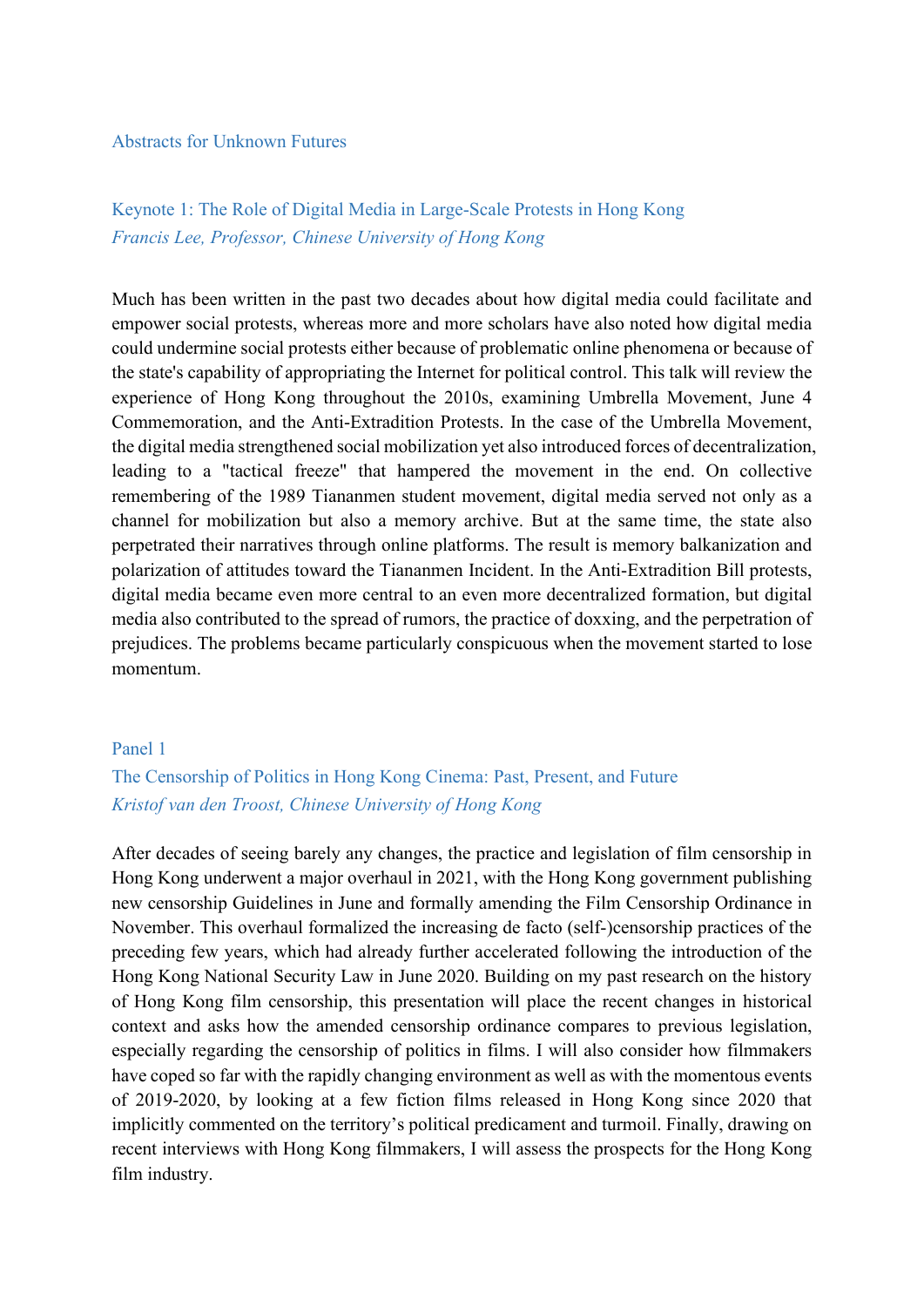# Abstracts for Unknown Futures

## Keynote 1: The Role of Digital Media in Large-Scale Protests in Hong Kong

*Francis Lee, Professor, Chinese University of Hong Kong*

Much has been written in the past two decades about how digital media could facilitate and empower social protests, whereas more and more scholars have also noted how digital media could undermine social protests either because of problematic online phenomena or because of the state's capability of appropriating the Internet for political control. This talk will review the experience of Hong Kong throughout the 2010s, examining Umbrella Movement, June 4 Commemoration, and the Anti-Extradition Protests. In the case of the Umbrella Movement, the digital media strengthened social mobilization yet also introduced forces of decentralization, leading to a "tactical freeze" that hampered the movement in the end. On collective remembering of the 1989 Tiananmen student movement, digital media served not only as a channel for mobilization but also a memory archive. But at the same time, the state also perpetrated their narratives through online platforms. The result is memory balkanization and polarization of attitudes toward the Tiananmen Incident. In the Anti-Extradition Bill protests, digital media became even more central to an even more decentralized formation, but digital media also contributed to the spread of rumors, the practice of doxxing, and the perpetration of prejudices. The problems became particularly conspicuous when the movement started to lose momentum.

## Panel 1

### The Censorship of Politics in Hong Kong Cinema: Past, Present, and Future

*Kristof van den Troost, Chinese University of Hong Kong*

After decades of seeing barely any changes, the practice and legislation of film censorship in Hong Kong underwent a major overhaul in 2021, with the Hong Kong government publishing new censorship Guidelines in June and formally amending the Film Censorship Ordinance in November. This overhaul formalized the increasing de facto (self-)censorship practices of the preceding few years, which had already further accelerated following the introduction of the Hong Kong National Security Law in June 2020. Building on my past research on the history of Hong Kong film censorship, this presentation will place the recent changes in historical context and asks how the amended censorship ordinance compares to previous legislation, especially regarding the censorship of politics in films. I will also consider how filmmakers have coped so far with the rapidly changing environment as well as with the momentous events of 2019-2020, by looking at a few fiction films released in Hong Kong since 2020 that implicitly commented on the territory's political predicament and turmoil. Finally, drawing on recent interviews with Hong Kong filmmakers, I will assess the prospects for the Hong Kong film industry.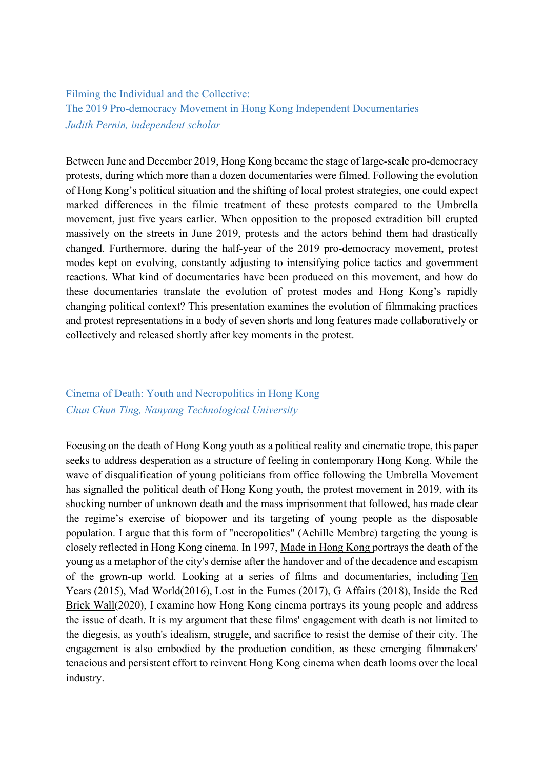### Filming the Individual and the Collective:
### The 2019 Pro-democracy Movement in Hong Kong Independent Documentaries

*Judith Pernin, independent scholar*

Between June and December 2019, Hong Kong became the stage of large-scale pro-democracy protests, during which more than a dozen documentaries were filmed. Following the evolution of Hong Kong's political situation and the shifting of local protest strategies, one could expect marked differences in the filmic treatment of these protests compared to the Umbrella movement, just five years earlier. When opposition to the proposed extradition bill erupted massively on the streets in June 2019, protests and the actors behind them had drastically changed. Furthermore, during the half-year of the 2019 pro-democracy movement, protest modes kept on evolving, constantly adjusting to intensifying police tactics and government reactions. What kind of documentaries have been produced on this movement, and how do these documentaries translate the evolution of protest modes and Hong Kong's rapidly changing political context? This presentation examines the evolution of filmmaking practices and protest representations in a body of seven shorts and long features made collaboratively or collectively and released shortly after key moments in the protest.

### Cinema of Death: Youth and Necropolitics in Hong Kong

*Chun Chun Ting, Nanyang Technological University*

Focusing on the death of Hong Kong youth as a political reality and cinematic trope, this paper seeks to address desperation as a structure of feeling in contemporary Hong Kong. While the wave of disqualification of young politicians from office following the Umbrella Movement has signalled the political death of Hong Kong youth, the protest movement in 2019, with its shocking number of unknown death and the mass imprisonment that followed, has made clear the regime's exercise of biopower and its targeting of young people as the disposable population. I argue that this form of "necropolitics" (Achille Membre) targeting the young is closely reflected in Hong Kong cinema. In 1997, Made in Hong Kong portrays the death of the young as a metaphor of the city's demise after the handover and of the decadence and escapism of the grown-up world. Looking at a series of films and documentaries, including Ten Years (2015), Mad World(2016), Lost in the Fumes (2017), G Affairs (2018), Inside the Red Brick Wall(2020), I examine how Hong Kong cinema portrays its young people and address the issue of death. It is my argument that these films' engagement with death is not limited to the diegesis, as youth's idealism, struggle, and sacrifice to resist the demise of their city. The engagement is also embodied by the production condition, as these emerging filmmakers' tenacious and persistent effort to reinvent Hong Kong cinema when death looms over the local industry.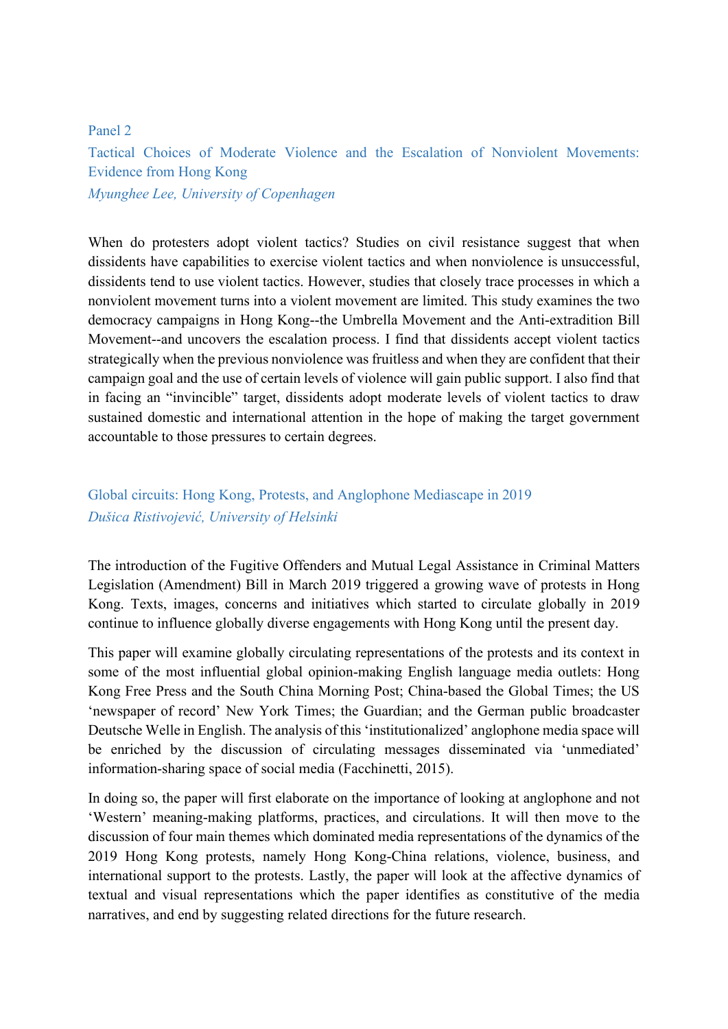## Panel 2

### Tactical Choices of Moderate Violence and the Escalation of Nonviolent Movements: Evidence from Hong Kong

*Myunghee Lee, University of Copenhagen*

When do protesters adopt violent tactics? Studies on civil resistance suggest that when dissidents have capabilities to exercise violent tactics and when nonviolence is unsuccessful, dissidents tend to use violent tactics. However, studies that closely trace processes in which a nonviolent movement turns into a violent movement are limited. This study examines the two democracy campaigns in Hong Kong--the Umbrella Movement and the Anti-extradition Bill Movement--and uncovers the escalation process. I find that dissidents accept violent tactics strategically when the previous nonviolence was fruitless and when they are confident that their campaign goal and the use of certain levels of violence will gain public support. I also find that in facing an "invincible" target, dissidents adopt moderate levels of violent tactics to draw sustained domestic and international attention in the hope of making the target government accountable to those pressures to certain degrees.

### Global circuits: Hong Kong, Protests, and Anglophone Mediascape in 2019

*Dušica Ristivojević, University of Helsinki*

The introduction of the Fugitive Offenders and Mutual Legal Assistance in Criminal Matters Legislation (Amendment) Bill in March 2019 triggered a growing wave of protests in Hong Kong. Texts, images, concerns and initiatives which started to circulate globally in 2019 continue to influence globally diverse engagements with Hong Kong until the present day.

This paper will examine globally circulating representations of the protests and its context in some of the most influential global opinion-making English language media outlets: Hong Kong Free Press and the South China Morning Post; China-based the Global Times; the US 'newspaper of record' New York Times; the Guardian; and the German public broadcaster Deutsche Welle in English. The analysis of this 'institutionalized' anglophone media space will be enriched by the discussion of circulating messages disseminated via 'unmediated' information-sharing space of social media (Facchinetti, 2015).

In doing so, the paper will first elaborate on the importance of looking at anglophone and not 'Western' meaning-making platforms, practices, and circulations. It will then move to the discussion of four main themes which dominated media representations of the dynamics of the 2019 Hong Kong protests, namely Hong Kong-China relations, violence, business, and international support to the protests. Lastly, the paper will look at the affective dynamics of textual and visual representations which the paper identifies as constitutive of the media narratives, and end by suggesting related directions for the future research.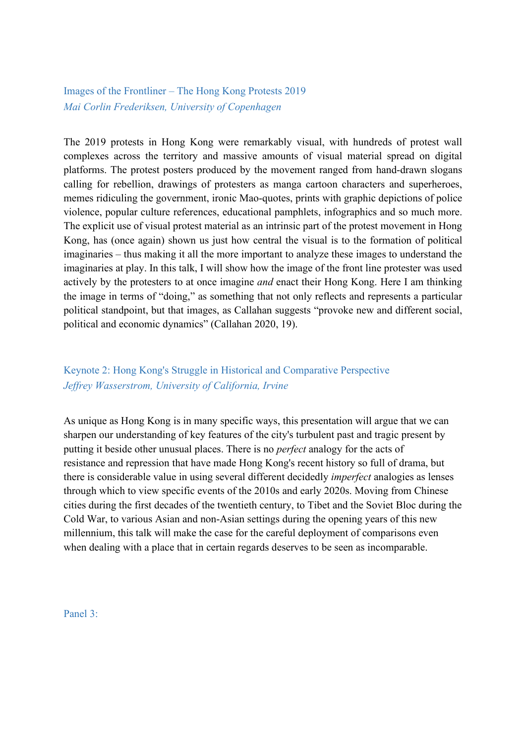### Images of the Frontliner – The Hong Kong Protests 2019

*Mai Corlin Frederiksen, University of Copenhagen*

The 2019 protests in Hong Kong were remarkably visual, with hundreds of protest wall complexes across the territory and massive amounts of visual material spread on digital platforms. The protest posters produced by the movement ranged from hand-drawn slogans calling for rebellion, drawings of protesters as manga cartoon characters and superheroes, memes ridiculing the government, ironic Mao-quotes, prints with graphic depictions of police violence, popular culture references, educational pamphlets, infographics and so much more. The explicit use of visual protest material as an intrinsic part of the protest movement in Hong Kong, has (once again) shown us just how central the visual is to the formation of political imaginaries – thus making it all the more important to analyze these images to understand the imaginaries at play. In this talk, I will show how the image of the front line protester was used actively by the protesters to at once imagine *and* enact their Hong Kong. Here I am thinking the image in terms of "doing," as something that not only reflects and represents a particular political standpoint, but that images, as Callahan suggests "provoke new and different social, political and economic dynamics" (Callahan 2020, 19).

### Keynote 2: Hong Kong's Struggle in Historical and Comparative Perspective

*Jeffrey Wasserstrom, University of California, Irvine*

As unique as Hong Kong is in many specific ways, this presentation will argue that we can sharpen our understanding of key features of the city's turbulent past and tragic present by putting it beside other unusual places. There is no *perfect* analogy for the acts of resistance and repression that have made Hong Kong's recent history so full of drama, but there is considerable value in using several different decidedly *imperfect* analogies as lenses through which to view specific events of the 2010s and early 2020s. Moving from Chinese cities during the first decades of the twentieth century, to Tibet and the Soviet Bloc during the Cold War, to various Asian and non-Asian settings during the opening years of this new millennium, this talk will make the case for the careful deployment of comparisons even when dealing with a place that in certain regards deserves to be seen as incomparable.

### Panel 3: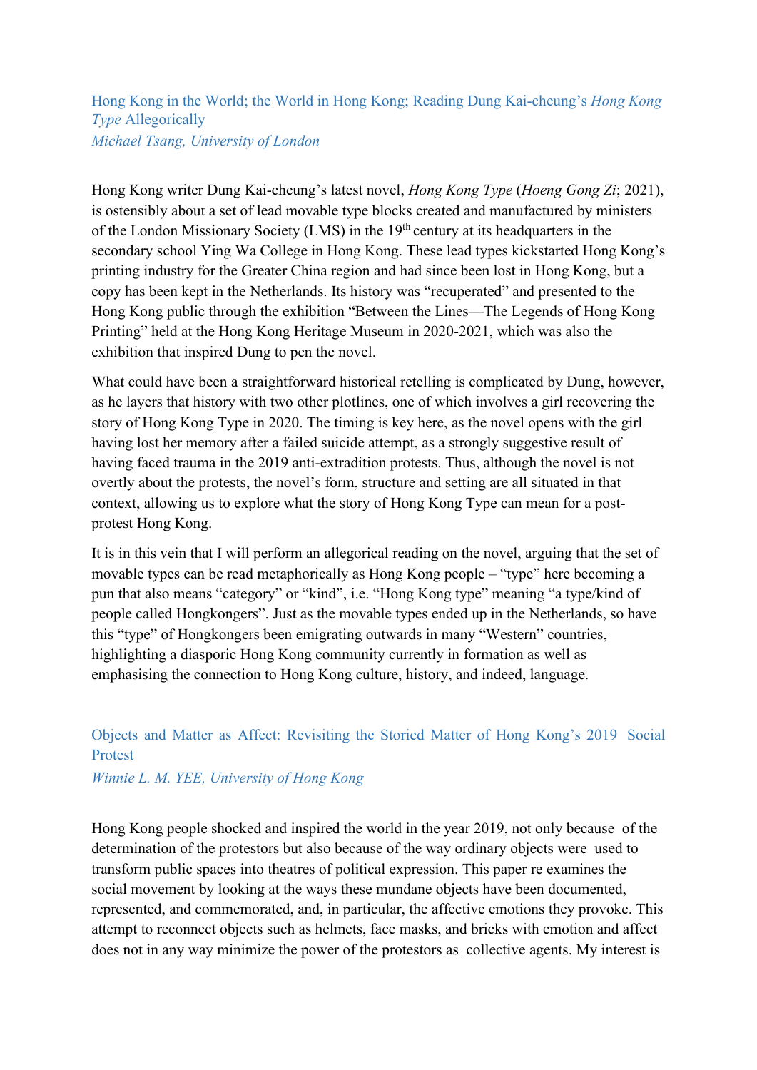## Hong Kong in the World; the World in Hong Kong; Reading Dung Kai-cheung's *Hong Kong Type* Allegorically

*Michael Tsang, University of London*

Hong Kong writer Dung Kai-cheung's latest novel, *Hong Kong Type* (*Hoeng Gong Zi*; 2021), is ostensibly about a set of lead movable type blocks created and manufactured by ministers of the London Missionary Society (LMS) in the 19th century at its headquarters in the secondary school Ying Wa College in Hong Kong. These lead types kickstarted Hong Kong's printing industry for the Greater China region and had since been lost in Hong Kong, but a copy has been kept in the Netherlands. Its history was "recuperated" and presented to the Hong Kong public through the exhibition "Between the Lines—The Legends of Hong Kong Printing" held at the Hong Kong Heritage Museum in 2020-2021, which was also the exhibition that inspired Dung to pen the novel.

What could have been a straightforward historical retelling is complicated by Dung, however, as he layers that history with two other plotlines, one of which involves a girl recovering the story of Hong Kong Type in 2020. The timing is key here, as the novel opens with the girl having lost her memory after a failed suicide attempt, as a strongly suggestive result of having faced trauma in the 2019 anti-extradition protests. Thus, although the novel is not overtly about the protests, the novel's form, structure and setting are all situated in that context, allowing us to explore what the story of Hong Kong Type can mean for a post-protest Hong Kong.

It is in this vein that I will perform an allegorical reading on the novel, arguing that the set of movable types can be read metaphorically as Hong Kong people – "type" here becoming a pun that also means "category" or "kind", i.e. "Hong Kong type" meaning "a type/kind of people called Hongkongers". Just as the movable types ended up in the Netherlands, so have this "type" of Hongkongers been emigrating outwards in many "Western" countries, highlighting a diasporic Hong Kong community currently in formation as well as emphasising the connection to Hong Kong culture, history, and indeed, language.

## Objects and Matter as Affect: Revisiting the Storied Matter of Hong Kong's 2019 Social Protest

*Winnie L. M. YEE, University of Hong Kong*

Hong Kong people shocked and inspired the world in the year 2019, not only because of the determination of the protestors but also because of the way ordinary objects were used to transform public spaces into theatres of political expression. This paper re examines the social movement by looking at the ways these mundane objects have been documented, represented, and commemorated, and, in particular, the affective emotions they provoke. This attempt to reconnect objects such as helmets, face masks, and bricks with emotion and affect does not in any way minimize the power of the protestors as collective agents. My interest is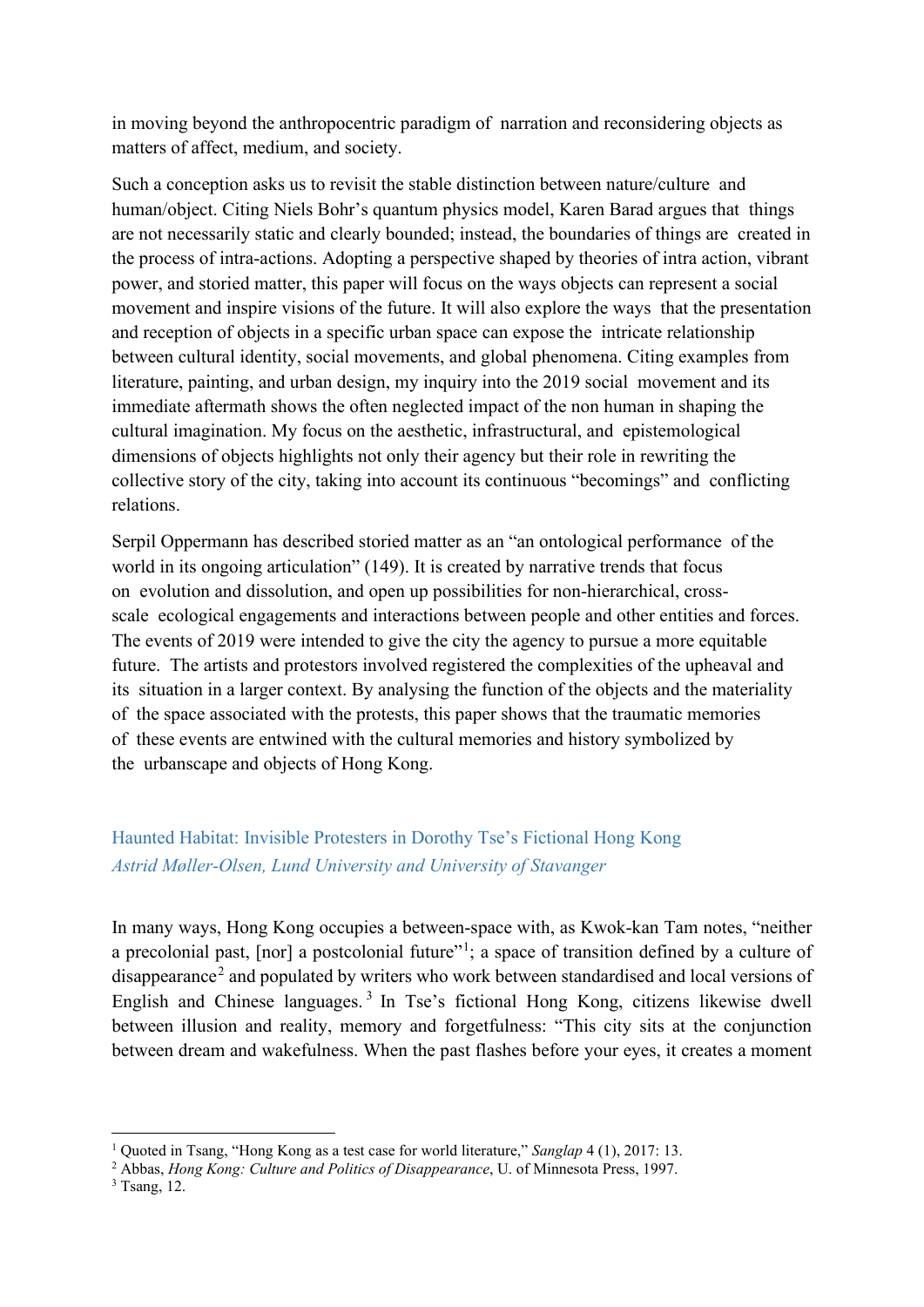in moving beyond the anthropocentric paradigm of narration and reconsidering objects as matters of affect, medium, and society.

Such a conception asks us to revisit the stable distinction between nature/culture and human/object. Citing Niels Bohr's quantum physics model, Karen Barad argues that things are not necessarily static and clearly bounded; instead, the boundaries of things are created in the process of intra-actions. Adopting a perspective shaped by theories of intra action, vibrant power, and storied matter, this paper will focus on the ways objects can represent a social movement and inspire visions of the future. It will also explore the ways that the presentation and reception of objects in a specific urban space can expose the intricate relationship between cultural identity, social movements, and global phenomena. Citing examples from literature, painting, and urban design, my inquiry into the 2019 social movement and its immediate aftermath shows the often neglected impact of the non human in shaping the cultural imagination. My focus on the aesthetic, infrastructural, and epistemological dimensions of objects highlights not only their agency but their role in rewriting the collective story of the city, taking into account its continuous "becomings" and conflicting relations.

Serpil Oppermann has described storied matter as an "an ontological performance of the world in its ongoing articulation" (149). It is created by narrative trends that focus on evolution and dissolution, and open up possibilities for non-hierarchical, cross-scale ecological engagements and interactions between people and other entities and forces. The events of 2019 were intended to give the city the agency to pursue a more equitable future. The artists and protestors involved registered the complexities of the upheaval and its situation in a larger context. By analysing the function of the objects and the materiality of the space associated with the protests, this paper shows that the traumatic memories of these events are entwined with the cultural memories and history symbolized by the urbanscape and objects of Hong Kong.

### Haunted Habitat: Invisible Protesters in Dorothy Tse's Fictional Hong Kong
*Astrid Møller-Olsen, Lund University and University of Stavanger*

In many ways, Hong Kong occupies a between-space with, as Kwok-kan Tam notes, "neither a precolonial past, [nor] a postcolonial future"[1]; a space of transition defined by a culture of disappearance[2] and populated by writers who work between standardised and local versions of English and Chinese languages.[3] In Tse's fictional Hong Kong, citizens likewise dwell between illusion and reality, memory and forgetfulness: "This city sits at the conjunction between dream and wakefulness. When the past flashes before your eyes, it creates a moment

[1] Quoted in Tsang, "Hong Kong as a test case for world literature," *Sanglap* 4 (1), 2017: 13.

[2] Abbas, *Hong Kong: Culture and Politics of Disappearance*, U. of Minnesota Press, 1997.

[3] Tsang, 12.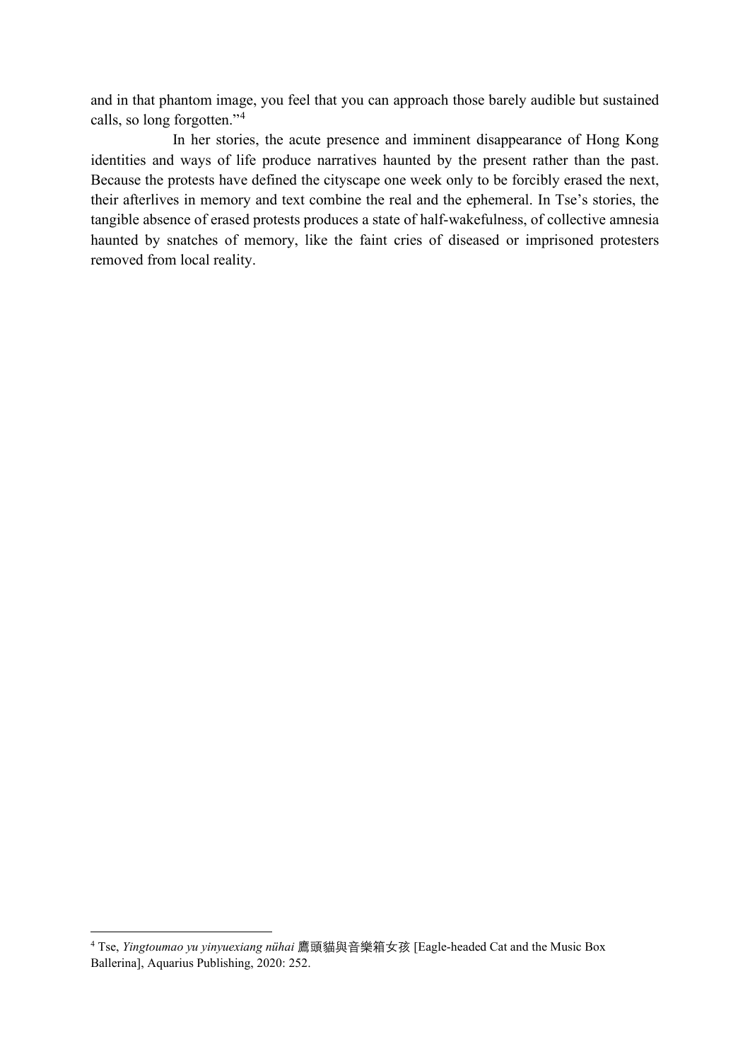and in that phantom image, you feel that you can approach those barely audible but sustained calls, so long forgotten."[4]

In her stories, the acute presence and imminent disappearance of Hong Kong identities and ways of life produce narratives haunted by the present rather than the past. Because the protests have defined the cityscape one week only to be forcibly erased the next, their afterlives in memory and text combine the real and the ephemeral. In Tse's stories, the tangible absence of erased protests produces a state of half-wakefulness, of collective amnesia haunted by snatches of memory, like the faint cries of diseased or imprisoned protesters removed from local reality.

---

[4] Tse, *Yingtoumao yu yinyuexiang nühai* 鷹頭貓與音樂箱女孩 [Eagle-headed Cat and the Music Box Ballerina], Aquarius Publishing, 2020: 252.